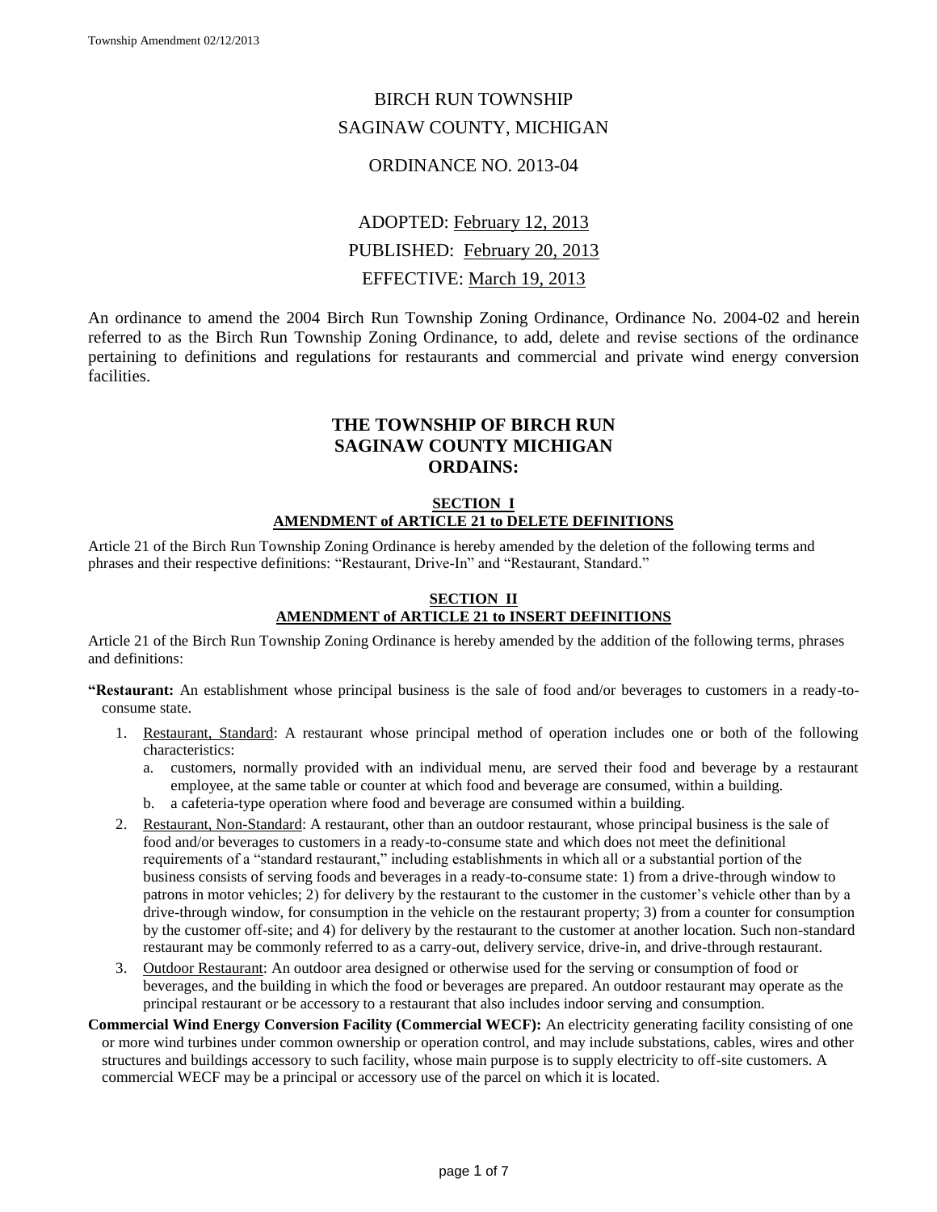# BIRCH RUN TOWNSHIP
# SAGINAW COUNTY, MICHIGAN

## ORDINANCE NO. 2013-04

ADOPTED: February 12, 2013

PUBLISHED: February 20, 2013

EFFECTIVE: March 19, 2013

An ordinance to amend the 2004 Birch Run Township Zoning Ordinance, Ordinance No. 2004-02 and herein referred to as the Birch Run Township Zoning Ordinance, to add, delete and revise sections of the ordinance pertaining to definitions and regulations for restaurants and commercial and private wind energy conversion facilities.

## THE TOWNSHIP OF BIRCH RUN SAGINAW COUNTY MICHIGAN ORDAINS:

### SECTION I
### AMENDMENT of ARTICLE 21 to DELETE DEFINITIONS

Article 21 of the Birch Run Township Zoning Ordinance is hereby amended by the deletion of the following terms and phrases and their respective definitions: "Restaurant, Drive-In" and "Restaurant, Standard."

### SECTION II
### AMENDMENT of ARTICLE 21 to INSERT DEFINITIONS

Article 21 of the Birch Run Township Zoning Ordinance is hereby amended by the addition of the following terms, phrases and definitions:

"**Restaurant:** An establishment whose principal business is the sale of food and/or beverages to customers in a ready-to-consume state.

1. Restaurant, Standard: A restaurant whose principal method of operation includes one or both of the following characteristics:
   a. customers, normally provided with an individual menu, are served their food and beverage by a restaurant employee, at the same table or counter at which food and beverage are consumed, within a building.
   b. a cafeteria-type operation where food and beverage are consumed within a building.
2. Restaurant, Non-Standard: A restaurant, other than an outdoor restaurant, whose principal business is the sale of food and/or beverages to customers in a ready-to-consume state and which does not meet the definitional requirements of a "standard restaurant," including establishments in which all or a substantial portion of the business consists of serving foods and beverages in a ready-to-consume state: 1) from a drive-through window to patrons in motor vehicles; 2) for delivery by the restaurant to the customer in the customer's vehicle other than by a drive-through window, for consumption in the vehicle on the restaurant property; 3) from a counter for consumption by the customer off-site; and 4) for delivery by the restaurant to the customer at another location. Such non-standard restaurant may be commonly referred to as a carry-out, delivery service, drive-in, and drive-through restaurant.
3. Outdoor Restaurant: An outdoor area designed or otherwise used for the serving or consumption of food or beverages, and the building in which the food or beverages are prepared. An outdoor restaurant may operate as the principal restaurant or be accessory to a restaurant that also includes indoor serving and consumption.

**Commercial Wind Energy Conversion Facility (Commercial WECF):** An electricity generating facility consisting of one or more wind turbines under common ownership or operation control, and may include substations, cables, wires and other structures and buildings accessory to such facility, whose main purpose is to supply electricity to off-site customers. A commercial WECF may be a principal or accessory use of the parcel on which it is located.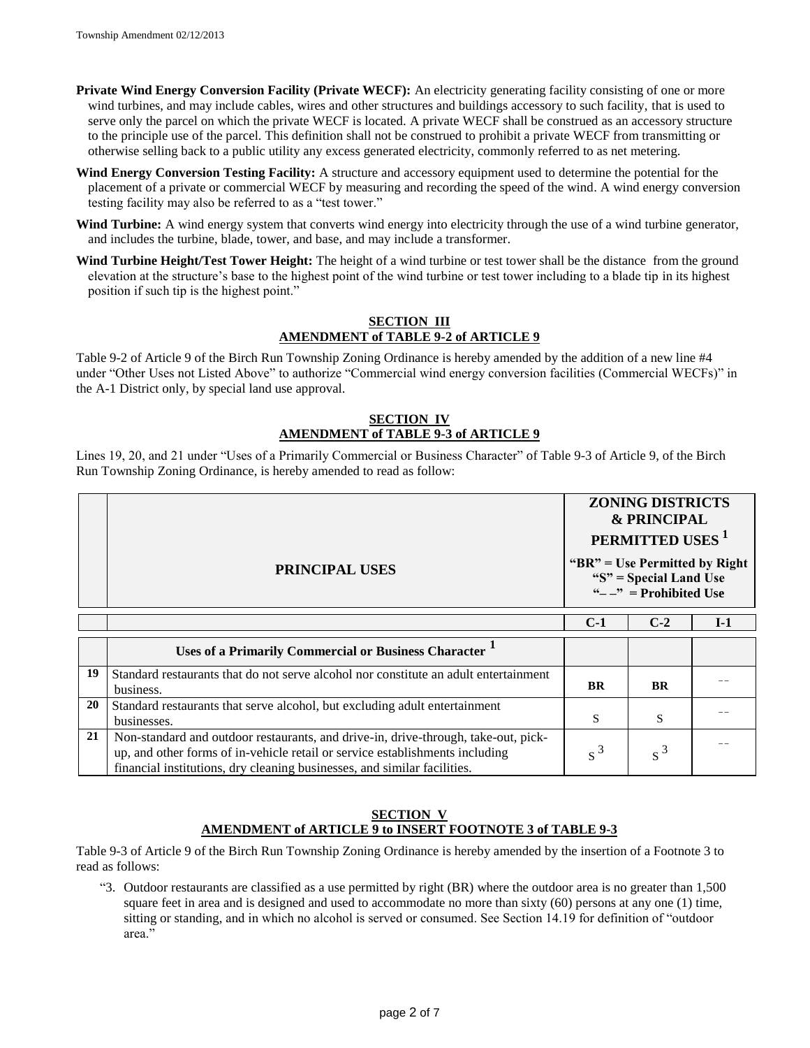**Private Wind Energy Conversion Facility (Private WECF):** An electricity generating facility consisting of one or more wind turbines, and may include cables, wires and other structures and buildings accessory to such facility, that is used to serve only the parcel on which the private WECF is located. A private WECF shall be construed as an accessory structure to the principle use of the parcel. This definition shall not be construed to prohibit a private WECF from transmitting or otherwise selling back to a public utility any excess generated electricity, commonly referred to as net metering.

**Wind Energy Conversion Testing Facility:** A structure and accessory equipment used to determine the potential for the placement of a private or commercial WECF by measuring and recording the speed of the wind. A wind energy conversion testing facility may also be referred to as a "test tower."

**Wind Turbine:** A wind energy system that converts wind energy into electricity through the use of a wind turbine generator, and includes the turbine, blade, tower, and base, and may include a transformer.

**Wind Turbine Height/Test Tower Height:** The height of a wind turbine or test tower shall be the distance from the ground elevation at the structure's base to the highest point of the wind turbine or test tower including to a blade tip in its highest position if such tip is the highest point."

## SECTION III
## AMENDMENT of TABLE 9-2 of ARTICLE 9

Table 9-2 of Article 9 of the Birch Run Township Zoning Ordinance is hereby amended by the addition of a new line #4 under "Other Uses not Listed Above" to authorize "Commercial wind energy conversion facilities (Commercial WECFs)" in the A-1 District only, by special land use approval.

## SECTION IV
## AMENDMENT of TABLE 9-3 of ARTICLE 9

Lines 19, 20, and 21 under "Uses of a Primarily Commercial or Business Character" of Table 9-3 of Article 9, of the Birch Run Township Zoning Ordinance, is hereby amended to read as follow:

| | PRINCIPAL USES | ZONING DISTRICTS & PRINCIPAL PERMITTED USES [1] "BR" = Use Permitted by Right "S" = Special Land Use "– –" = Prohibited Use | | |
|---|---|---|---|---|
| | | C-1 | C-2 | I-1 |
| | **Uses of a Primarily Commercial or Business Character [1]** | | | |
| 19 | Standard restaurants that do not serve alcohol nor constitute an adult entertainment business. | BR | BR | – – |
| 20 | Standard restaurants that serve alcohol, but excluding adult entertainment businesses. | S | S | – – |
| 21 | Non-standard and outdoor restaurants, and drive-in, drive-through, take-out, pick-up, and other forms of in-vehicle retail or service establishments including financial institutions, dry cleaning businesses, and similar facilities. | S [3] | S [3] | – – |

## SECTION V
## AMENDMENT of ARTICLE 9 to INSERT FOOTNOTE 3 of TABLE 9-3

Table 9-3 of Article 9 of the Birch Run Township Zoning Ordinance is hereby amended by the insertion of a Footnote 3 to read as follows:

"3. Outdoor restaurants are classified as a use permitted by right (BR) where the outdoor area is no greater than 1,500 square feet in area and is designed and used to accommodate no more than sixty (60) persons at any one (1) time, sitting or standing, and in which no alcohol is served or consumed. See Section 14.19 for definition of "outdoor area."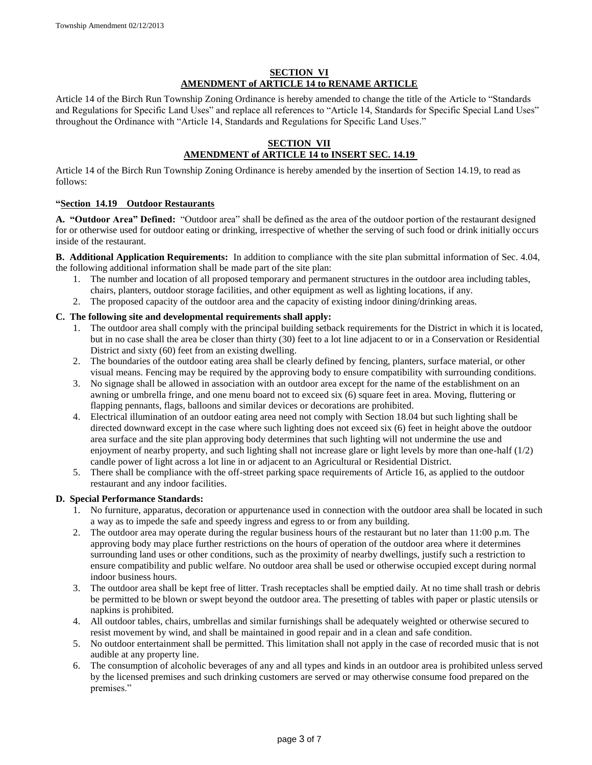## SECTION VI
## AMENDMENT of ARTICLE 14 to RENAME ARTICLE

Article 14 of the Birch Run Township Zoning Ordinance is hereby amended to change the title of the Article to "Standards and Regulations for Specific Land Uses" and replace all references to "Article 14, Standards for Specific Special Land Uses" throughout the Ordinance with "Article 14, Standards and Regulations for Specific Land Uses."

## SECTION VII
## AMENDMENT of ARTICLE 14 to INSERT SEC. 14.19

Article 14 of the Birch Run Township Zoning Ordinance is hereby amended by the insertion of Section 14.19, to read as follows:

**"Section 14.19 Outdoor Restaurants**

**A. "Outdoor Area" Defined:** "Outdoor area" shall be defined as the area of the outdoor portion of the restaurant designed for or otherwise used for outdoor eating or drinking, irrespective of whether the serving of such food or drink initially occurs inside of the restaurant.

**B. Additional Application Requirements:** In addition to compliance with the site plan submittal information of Sec. 4.04, the following additional information shall be made part of the site plan:

1. The number and location of all proposed temporary and permanent structures in the outdoor area including tables, chairs, planters, outdoor storage facilities, and other equipment as well as lighting locations, if any.
2. The proposed capacity of the outdoor area and the capacity of existing indoor dining/drinking areas.

**C. The following site and developmental requirements shall apply:**

1. The outdoor area shall comply with the principal building setback requirements for the District in which it is located, but in no case shall the area be closer than thirty (30) feet to a lot line adjacent to or in a Conservation or Residential District and sixty (60) feet from an existing dwelling.
2. The boundaries of the outdoor eating area shall be clearly defined by fencing, planters, surface material, or other visual means. Fencing may be required by the approving body to ensure compatibility with surrounding conditions.
3. No signage shall be allowed in association with an outdoor area except for the name of the establishment on an awning or umbrella fringe, and one menu board not to exceed six (6) square feet in area. Moving, fluttering or flapping pennants, flags, balloons and similar devices or decorations are prohibited.
4. Electrical illumination of an outdoor eating area need not comply with Section 18.04 but such lighting shall be directed downward except in the case where such lighting does not exceed six (6) feet in height above the outdoor area surface and the site plan approving body determines that such lighting will not undermine the use and enjoyment of nearby property, and such lighting shall not increase glare or light levels by more than one-half (1/2) candle power of light across a lot line in or adjacent to an Agricultural or Residential District.
5. There shall be compliance with the off-street parking space requirements of Article 16, as applied to the outdoor restaurant and any indoor facilities.

**D. Special Performance Standards:**

1. No furniture, apparatus, decoration or appurtenance used in connection with the outdoor area shall be located in such a way as to impede the safe and speedy ingress and egress to or from any building.
2. The outdoor area may operate during the regular business hours of the restaurant but no later than 11:00 p.m. The approving body may place further restrictions on the hours of operation of the outdoor area where it determines surrounding land uses or other conditions, such as the proximity of nearby dwellings, justify such a restriction to ensure compatibility and public welfare. No outdoor area shall be used or otherwise occupied except during normal indoor business hours.
3. The outdoor area shall be kept free of litter. Trash receptacles shall be emptied daily. At no time shall trash or debris be permitted to be blown or swept beyond the outdoor area. The presetting of tables with paper or plastic utensils or napkins is prohibited.
4. All outdoor tables, chairs, umbrellas and similar furnishings shall be adequately weighted or otherwise secured to resist movement by wind, and shall be maintained in good repair and in a clean and safe condition.
5. No outdoor entertainment shall be permitted. This limitation shall not apply in the case of recorded music that is not audible at any property line.
6. The consumption of alcoholic beverages of any and all types and kinds in an outdoor area is prohibited unless served by the licensed premises and such drinking customers are served or may otherwise consume food prepared on the premises."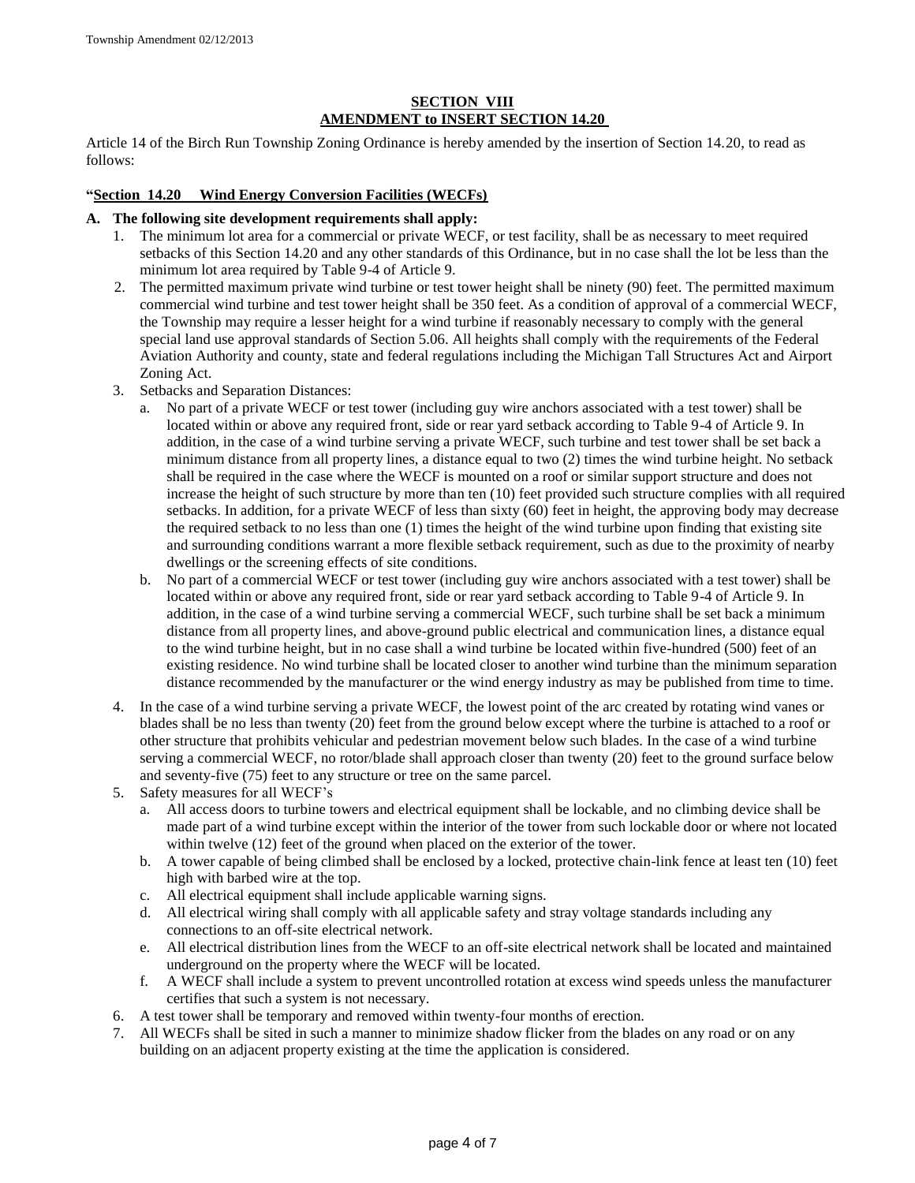**SECTION VIII**
**AMENDMENT to INSERT SECTION 14.20**

Article 14 of the Birch Run Township Zoning Ordinance is hereby amended by the insertion of Section 14.20, to read as follows:

**"Section 14.20 Wind Energy Conversion Facilities (WECFs)**

**A. The following site development requirements shall apply:**

1. The minimum lot area for a commercial or private WECF, or test facility, shall be as necessary to meet required setbacks of this Section 14.20 and any other standards of this Ordinance, but in no case shall the lot be less than the minimum lot area required by Table 9-4 of Article 9.
2. The permitted maximum private wind turbine or test tower height shall be ninety (90) feet. The permitted maximum commercial wind turbine and test tower height shall be 350 feet. As a condition of approval of a commercial WECF, the Township may require a lesser height for a wind turbine if reasonably necessary to comply with the general special land use approval standards of Section 5.06. All heights shall comply with the requirements of the Federal Aviation Authority and county, state and federal regulations including the Michigan Tall Structures Act and Airport Zoning Act.
3. Setbacks and Separation Distances:
   a. No part of a private WECF or test tower (including guy wire anchors associated with a test tower) shall be located within or above any required front, side or rear yard setback according to Table 9-4 of Article 9. In addition, in the case of a wind turbine serving a private WECF, such turbine and test tower shall be set back a minimum distance from all property lines, a distance equal to two (2) times the wind turbine height. No setback shall be required in the case where the WECF is mounted on a roof or similar support structure and does not increase the height of such structure by more than ten (10) feet provided such structure complies with all required setbacks. In addition, for a private WECF of less than sixty (60) feet in height, the approving body may decrease the required setback to no less than one (1) times the height of the wind turbine upon finding that existing site and surrounding conditions warrant a more flexible setback requirement, such as due to the proximity of nearby dwellings or the screening effects of site conditions.
   b. No part of a commercial WECF or test tower (including guy wire anchors associated with a test tower) shall be located within or above any required front, side or rear yard setback according to Table 9-4 of Article 9. In addition, in the case of a wind turbine serving a commercial WECF, such turbine shall be set back a minimum distance from all property lines, and above-ground public electrical and communication lines, a distance equal to the wind turbine height, but in no case shall a wind turbine be located within five-hundred (500) feet of an existing residence. No wind turbine shall be located closer to another wind turbine than the minimum separation distance recommended by the manufacturer or the wind energy industry as may be published from time to time.
4. In the case of a wind turbine serving a private WECF, the lowest point of the arc created by rotating wind vanes or blades shall be no less than twenty (20) feet from the ground below except where the turbine is attached to a roof or other structure that prohibits vehicular and pedestrian movement below such blades. In the case of a wind turbine serving a commercial WECF, no rotor/blade shall approach closer than twenty (20) feet to the ground surface below and seventy-five (75) feet to any structure or tree on the same parcel.
5. Safety measures for all WECF's
   a. All access doors to turbine towers and electrical equipment shall be lockable, and no climbing device shall be made part of a wind turbine except within the interior of the tower from such lockable door or where not located within twelve (12) feet of the ground when placed on the exterior of the tower.
   b. A tower capable of being climbed shall be enclosed by a locked, protective chain-link fence at least ten (10) feet high with barbed wire at the top.
   c. All electrical equipment shall include applicable warning signs.
   d. All electrical wiring shall comply with all applicable safety and stray voltage standards including any connections to an off-site electrical network.
   e. All electrical distribution lines from the WECF to an off-site electrical network shall be located and maintained underground on the property where the WECF will be located.
   f. A WECF shall include a system to prevent uncontrolled rotation at excess wind speeds unless the manufacturer certifies that such a system is not necessary.
6. A test tower shall be temporary and removed within twenty-four months of erection.
7. All WECFs shall be sited in such a manner to minimize shadow flicker from the blades on any road or on any building on an adjacent property existing at the time the application is considered.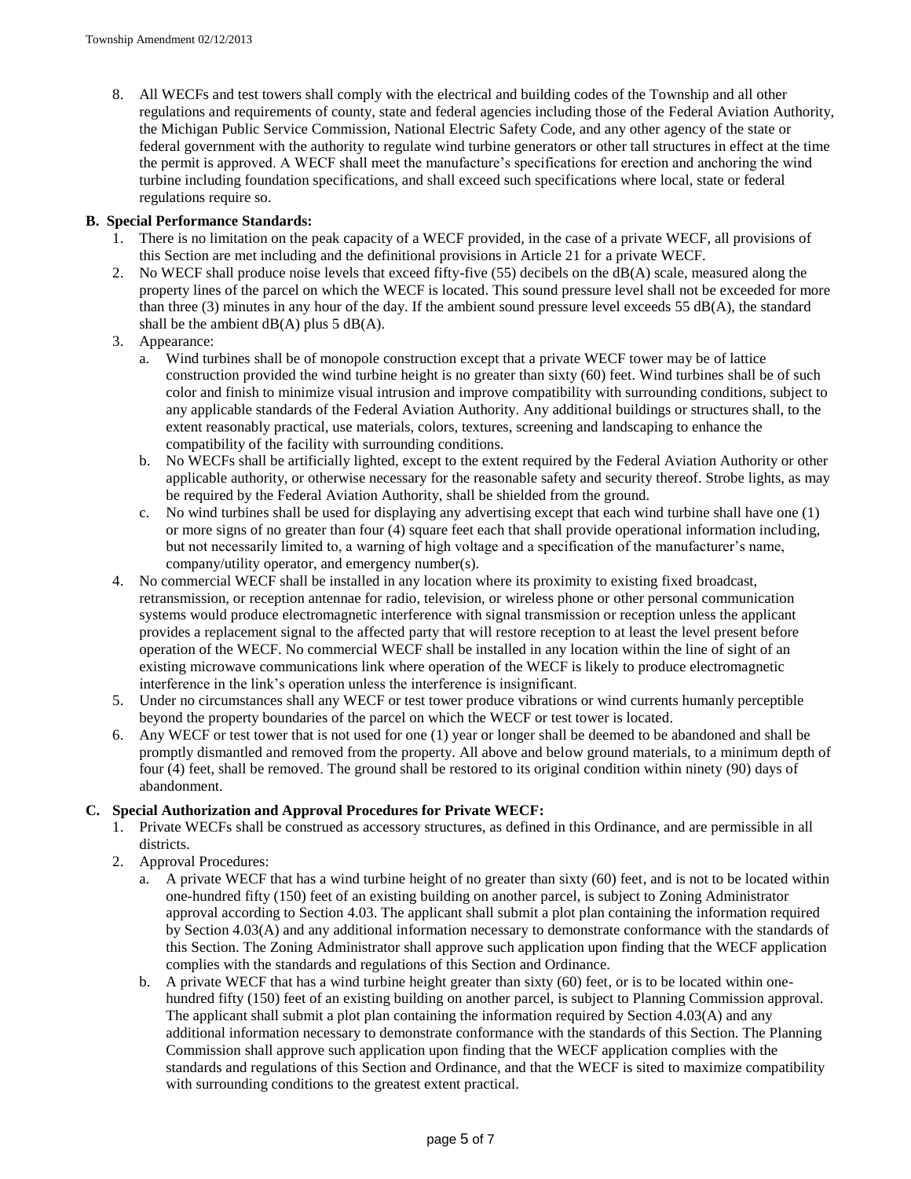8. All WECFs and test towers shall comply with the electrical and building codes of the Township and all other regulations and requirements of county, state and federal agencies including those of the Federal Aviation Authority, the Michigan Public Service Commission, National Electric Safety Code, and any other agency of the state or federal government with the authority to regulate wind turbine generators or other tall structures in effect at the time the permit is approved. A WECF shall meet the manufacture's specifications for erection and anchoring the wind turbine including foundation specifications, and shall exceed such specifications where local, state or federal regulations require so.

**B. Special Performance Standards:**

1. There is no limitation on the peak capacity of a WECF provided, in the case of a private WECF, all provisions of this Section are met including and the definitional provisions in Article 21 for a private WECF.
2. No WECF shall produce noise levels that exceed fifty-five (55) decibels on the dB(A) scale, measured along the property lines of the parcel on which the WECF is located. This sound pressure level shall not be exceeded for more than three (3) minutes in any hour of the day. If the ambient sound pressure level exceeds 55 dB(A), the standard shall be the ambient dB(A) plus 5 dB(A).
3. Appearance:
   a. Wind turbines shall be of monopole construction except that a private WECF tower may be of lattice construction provided the wind turbine height is no greater than sixty (60) feet. Wind turbines shall be of such color and finish to minimize visual intrusion and improve compatibility with surrounding conditions, subject to any applicable standards of the Federal Aviation Authority. Any additional buildings or structures shall, to the extent reasonably practical, use materials, colors, textures, screening and landscaping to enhance the compatibility of the facility with surrounding conditions.
   b. No WECFs shall be artificially lighted, except to the extent required by the Federal Aviation Authority or other applicable authority, or otherwise necessary for the reasonable safety and security thereof. Strobe lights, as may be required by the Federal Aviation Authority, shall be shielded from the ground.
   c. No wind turbines shall be used for displaying any advertising except that each wind turbine shall have one (1) or more signs of no greater than four (4) square feet each that shall provide operational information including, but not necessarily limited to, a warning of high voltage and a specification of the manufacturer's name, company/utility operator, and emergency number(s).
4. No commercial WECF shall be installed in any location where its proximity to existing fixed broadcast, retransmission, or reception antennae for radio, television, or wireless phone or other personal communication systems would produce electromagnetic interference with signal transmission or reception unless the applicant provides a replacement signal to the affected party that will restore reception to at least the level present before operation of the WECF. No commercial WECF shall be installed in any location within the line of sight of an existing microwave communications link where operation of the WECF is likely to produce electromagnetic interference in the link's operation unless the interference is insignificant.
5. Under no circumstances shall any WECF or test tower produce vibrations or wind currents humanly perceptible beyond the property boundaries of the parcel on which the WECF or test tower is located.
6. Any WECF or test tower that is not used for one (1) year or longer shall be deemed to be abandoned and shall be promptly dismantled and removed from the property. All above and below ground materials, to a minimum depth of four (4) feet, shall be removed. The ground shall be restored to its original condition within ninety (90) days of abandonment.

**C. Special Authorization and Approval Procedures for Private WECF:**

1. Private WECFs shall be construed as accessory structures, as defined in this Ordinance, and are permissible in all districts.
2. Approval Procedures:
   a. A private WECF that has a wind turbine height of no greater than sixty (60) feet, and is not to be located within one-hundred fifty (150) feet of an existing building on another parcel, is subject to Zoning Administrator approval according to Section 4.03. The applicant shall submit a plot plan containing the information required by Section 4.03(A) and any additional information necessary to demonstrate conformance with the standards of this Section. The Zoning Administrator shall approve such application upon finding that the WECF application complies with the standards and regulations of this Section and Ordinance.
   b. A private WECF that has a wind turbine height greater than sixty (60) feet, or is to be located within one-hundred fifty (150) feet of an existing building on another parcel, is subject to Planning Commission approval. The applicant shall submit a plot plan containing the information required by Section 4.03(A) and any additional information necessary to demonstrate conformance with the standards of this Section. The Planning Commission shall approve such application upon finding that the WECF application complies with the standards and regulations of this Section and Ordinance, and that the WECF is sited to maximize compatibility with surrounding conditions to the greatest extent practical.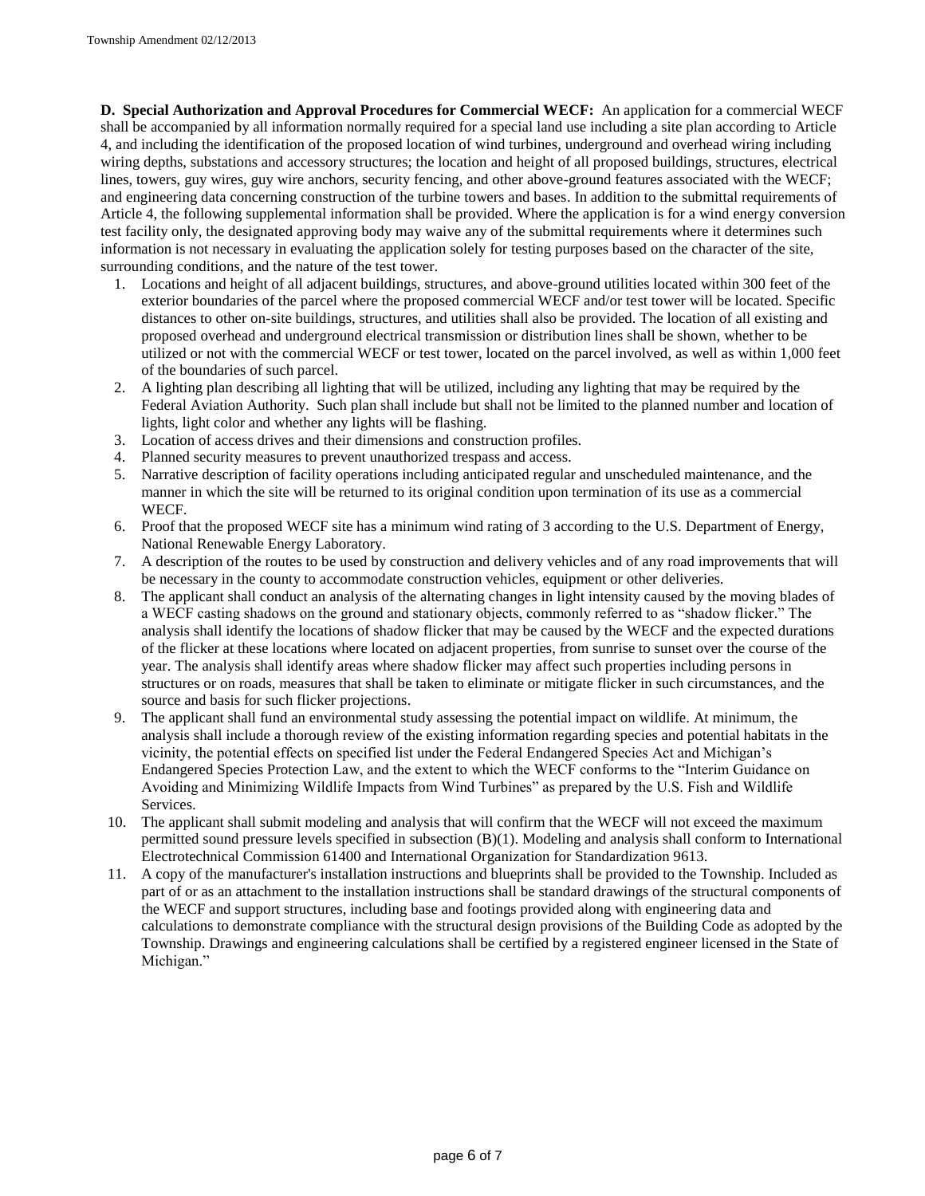**D. Special Authorization and Approval Procedures for Commercial WECF:** An application for a commercial WECF shall be accompanied by all information normally required for a special land use including a site plan according to Article 4, and including the identification of the proposed location of wind turbines, underground and overhead wiring including wiring depths, substations and accessory structures; the location and height of all proposed buildings, structures, electrical lines, towers, guy wires, guy wire anchors, security fencing, and other above-ground features associated with the WECF; and engineering data concerning construction of the turbine towers and bases. In addition to the submittal requirements of Article 4, the following supplemental information shall be provided. Where the application is for a wind energy conversion test facility only, the designated approving body may waive any of the submittal requirements where it determines such information is not necessary in evaluating the application solely for testing purposes based on the character of the site, surrounding conditions, and the nature of the test tower.

1. Locations and height of all adjacent buildings, structures, and above-ground utilities located within 300 feet of the exterior boundaries of the parcel where the proposed commercial WECF and/or test tower will be located. Specific distances to other on-site buildings, structures, and utilities shall also be provided. The location of all existing and proposed overhead and underground electrical transmission or distribution lines shall be shown, whether to be utilized or not with the commercial WECF or test tower, located on the parcel involved, as well as within 1,000 feet of the boundaries of such parcel.
2. A lighting plan describing all lighting that will be utilized, including any lighting that may be required by the Federal Aviation Authority. Such plan shall include but shall not be limited to the planned number and location of lights, light color and whether any lights will be flashing.
3. Location of access drives and their dimensions and construction profiles.
4. Planned security measures to prevent unauthorized trespass and access.
5. Narrative description of facility operations including anticipated regular and unscheduled maintenance, and the manner in which the site will be returned to its original condition upon termination of its use as a commercial WECF.
6. Proof that the proposed WECF site has a minimum wind rating of 3 according to the U.S. Department of Energy, National Renewable Energy Laboratory.
7. A description of the routes to be used by construction and delivery vehicles and of any road improvements that will be necessary in the county to accommodate construction vehicles, equipment or other deliveries.
8. The applicant shall conduct an analysis of the alternating changes in light intensity caused by the moving blades of a WECF casting shadows on the ground and stationary objects, commonly referred to as "shadow flicker." The analysis shall identify the locations of shadow flicker that may be caused by the WECF and the expected durations of the flicker at these locations where located on adjacent properties, from sunrise to sunset over the course of the year. The analysis shall identify areas where shadow flicker may affect such properties including persons in structures or on roads, measures that shall be taken to eliminate or mitigate flicker in such circumstances, and the source and basis for such flicker projections.
9. The applicant shall fund an environmental study assessing the potential impact on wildlife. At minimum, the analysis shall include a thorough review of the existing information regarding species and potential habitats in the vicinity, the potential effects on specified list under the Federal Endangered Species Act and Michigan's Endangered Species Protection Law, and the extent to which the WECF conforms to the "Interim Guidance on Avoiding and Minimizing Wildlife Impacts from Wind Turbines" as prepared by the U.S. Fish and Wildlife Services.
10. The applicant shall submit modeling and analysis that will confirm that the WECF will not exceed the maximum permitted sound pressure levels specified in subsection (B)(1). Modeling and analysis shall conform to International Electrotechnical Commission 61400 and International Organization for Standardization 9613.
11. A copy of the manufacturer's installation instructions and blueprints shall be provided to the Township. Included as part of or as an attachment to the installation instructions shall be standard drawings of the structural components of the WECF and support structures, including base and footings provided along with engineering data and calculations to demonstrate compliance with the structural design provisions of the Building Code as adopted by the Township. Drawings and engineering calculations shall be certified by a registered engineer licensed in the State of Michigan."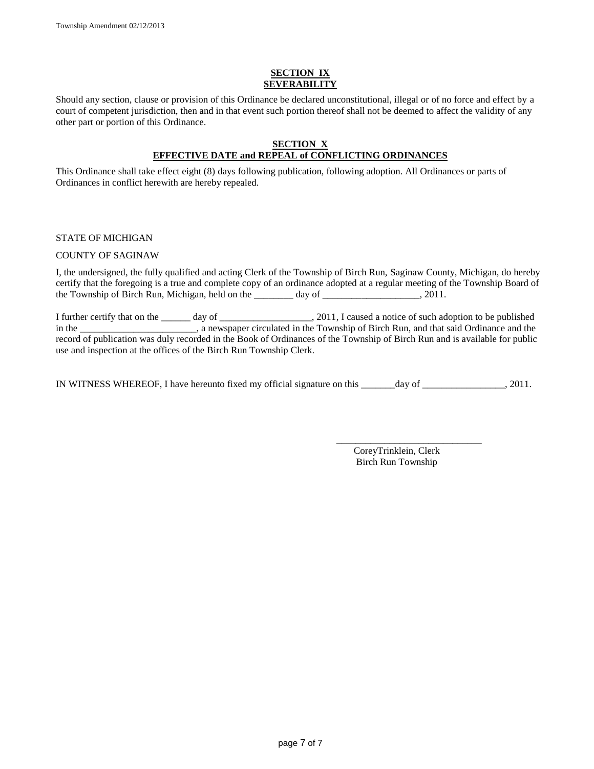## SECTION IX
## SEVERABILITY

Should any section, clause or provision of this Ordinance be declared unconstitutional, illegal or of no force and effect by a court of competent jurisdiction, then and in that event such portion thereof shall not be deemed to affect the validity of any other part or portion of this Ordinance.

## SECTION X
## EFFECTIVE DATE and REPEAL of CONFLICTING ORDINANCES

This Ordinance shall take effect eight (8) days following publication, following adoption. All Ordinances or parts of Ordinances in conflict herewith are hereby repealed.

STATE OF MICHIGAN

COUNTY OF SAGINAW

I, the undersigned, the fully qualified and acting Clerk of the Township of Birch Run, Saginaw County, Michigan, do hereby certify that the foregoing is a true and complete copy of an ordinance adopted at a regular meeting of the Township Board of the Township of Birch Run, Michigan, held on the ________ day of ____________________, 2011.

I further certify that on the ______ day of ___________________, 2011, I caused a notice of such adoption to be published in the ________________________, a newspaper circulated in the Township of Birch Run, and that said Ordinance and the record of publication was duly recorded in the Book of Ordinances of the Township of Birch Run and is available for public use and inspection at the offices of the Birch Run Township Clerk.

IN WITNESS WHEREOF, I have hereunto fixed my official signature on this _______day of _________________, 2011.

______________________________
CoreyTrinklein, Clerk
Birch Run Township